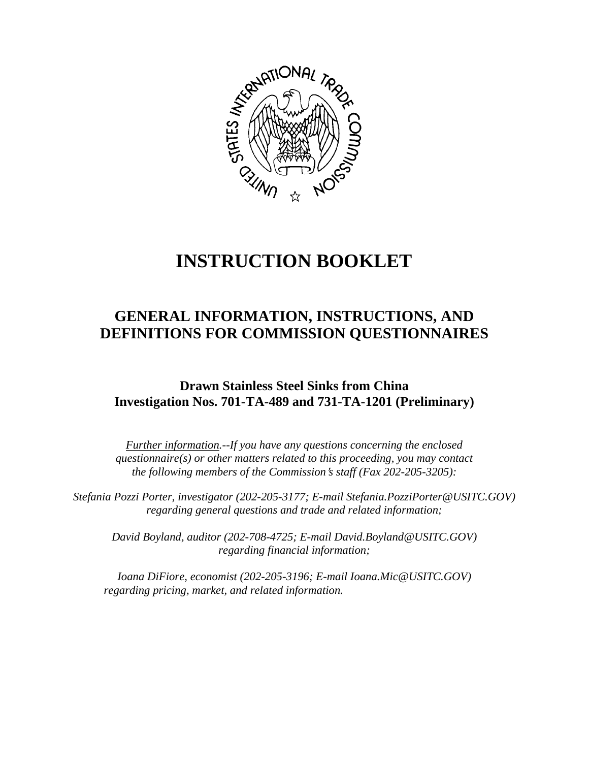# INSTRUCTION BOOKLET

## GENERAL INFORMATION, INSTRUCTIONS, AND DEFINITIONS FOR COMMISSION QUESTIONNAIRES

### Drawn Stainless Steel Sinks from China
### Investigation Nos. 701-TA-489 and 731-TA-1201 (Preliminary)

*Further information.--If you have any questions concerning the enclosed questionnaire(s) or other matters related to this proceeding, you may contact the following members of the Commission's staff (Fax 202-205-3205):*

*Stefania Pozzi Porter, investigator (202-205-3177; E-mail Stefania.PozziPorter@USITC.GOV) regarding general questions and trade and related information;*

*David Boyland, auditor (202-708-4725; E-mail David.Boyland@USITC.GOV) regarding financial information;*

*Ioana DiFiore, economist (202-205-3196; E-mail Ioana.Mic@USITC.GOV) regarding pricing, market, and related information.*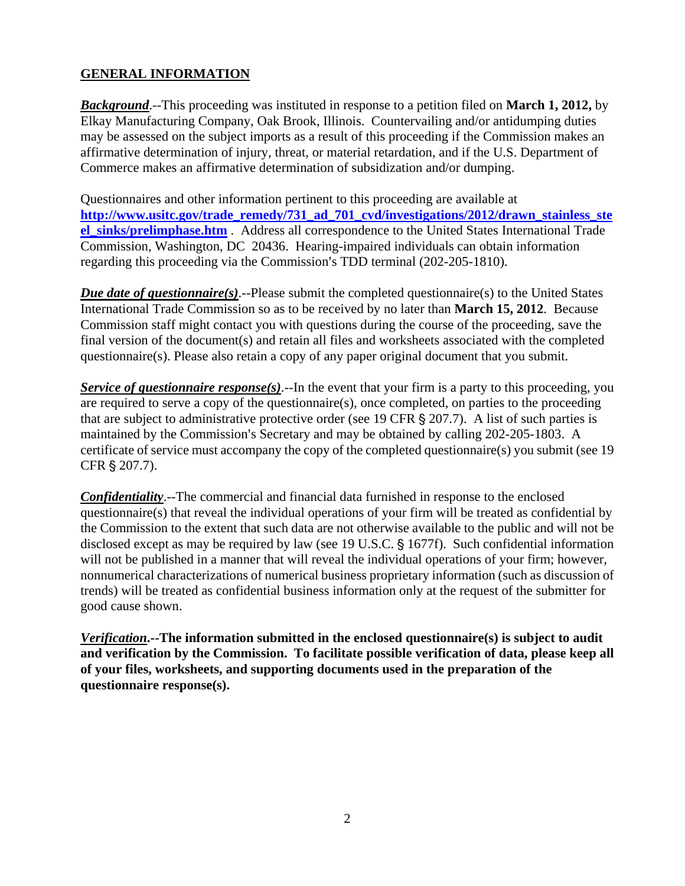## GENERAL INFORMATION

***Background***.--This proceeding was instituted in response to a petition filed on **March 1, 2012,** by Elkay Manufacturing Company, Oak Brook, Illinois. Countervailing and/or antidumping duties may be assessed on the subject imports as a result of this proceeding if the Commission makes an affirmative determination of injury, threat, or material retardation, and if the U.S. Department of Commerce makes an affirmative determination of subsidization and/or dumping.

Questionnaires and other information pertinent to this proceeding are available at **http://www.usitc.gov/trade_remedy/731_ad_701_cvd/investigations/2012/drawn_stainless_steel_sinks/prelimphase.htm** . Address all correspondence to the United States International Trade Commission, Washington, DC 20436. Hearing-impaired individuals can obtain information regarding this proceeding via the Commission's TDD terminal (202-205-1810).

***Due date of questionnaire(s)***.--Please submit the completed questionnaire(s) to the United States International Trade Commission so as to be received by no later than **March 15, 2012**. Because Commission staff might contact you with questions during the course of the proceeding, save the final version of the document(s) and retain all files and worksheets associated with the completed questionnaire(s). Please also retain a copy of any paper original document that you submit.

***Service of questionnaire response(s)***.--In the event that your firm is a party to this proceeding, you are required to serve a copy of the questionnaire(s), once completed, on parties to the proceeding that are subject to administrative protective order (see 19 CFR § 207.7). A list of such parties is maintained by the Commission's Secretary and may be obtained by calling 202-205-1803. A certificate of service must accompany the copy of the completed questionnaire(s) you submit (see 19 CFR § 207.7).

***Confidentiality***.--The commercial and financial data furnished in response to the enclosed questionnaire(s) that reveal the individual operations of your firm will be treated as confidential by the Commission to the extent that such data are not otherwise available to the public and will not be disclosed except as may be required by law (see 19 U.S.C. § 1677f). Such confidential information will not be published in a manner that will reveal the individual operations of your firm; however, nonnumerical characterizations of numerical business proprietary information (such as discussion of trends) will be treated as confidential business information only at the request of the submitter for good cause shown.

***Verification*.--The information submitted in the enclosed questionnaire(s) is subject to audit and verification by the Commission. To facilitate possible verification of data, please keep all of your files, worksheets, and supporting documents used in the preparation of the questionnaire response(s).**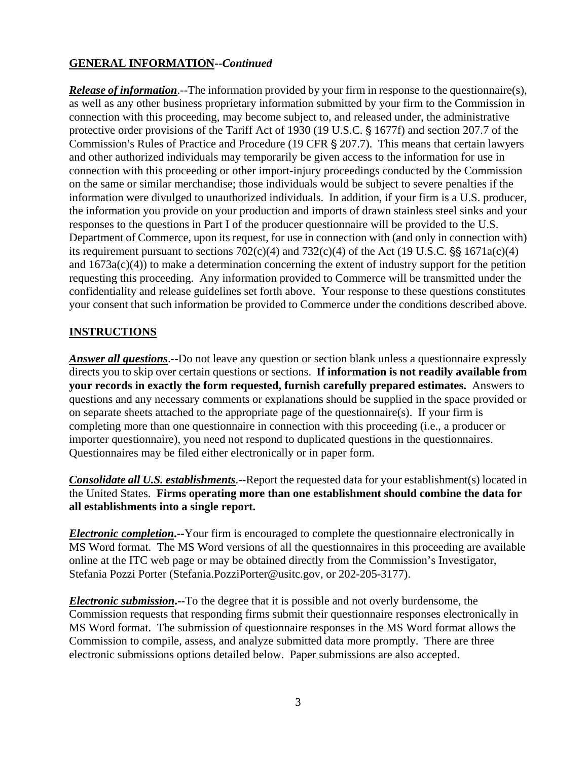**GENERAL INFORMATION--*Continued***

***Release of information***.--The information provided by your firm in response to the questionnaire(s), as well as any other business proprietary information submitted by your firm to the Commission in connection with this proceeding, may become subject to, and released under, the administrative protective order provisions of the Tariff Act of 1930 (19 U.S.C. § 1677f) and section 207.7 of the Commission's Rules of Practice and Procedure (19 CFR § 207.7). This means that certain lawyers and other authorized individuals may temporarily be given access to the information for use in connection with this proceeding or other import-injury proceedings conducted by the Commission on the same or similar merchandise; those individuals would be subject to severe penalties if the information were divulged to unauthorized individuals. In addition, if your firm is a U.S. producer, the information you provide on your production and imports of drawn stainless steel sinks and your responses to the questions in Part I of the producer questionnaire will be provided to the U.S. Department of Commerce, upon its request, for use in connection with (and only in connection with) its requirement pursuant to sections 702(c)(4) and 732(c)(4) of the Act (19 U.S.C. §§ 1671a(c)(4) and 1673a(c)(4)) to make a determination concerning the extent of industry support for the petition requesting this proceeding. Any information provided to Commerce will be transmitted under the confidentiality and release guidelines set forth above. Your response to these questions constitutes your consent that such information be provided to Commerce under the conditions described above.

**INSTRUCTIONS**

***Answer all questions***.--Do not leave any question or section blank unless a questionnaire expressly directs you to skip over certain questions or sections. **If information is not readily available from your records in exactly the form requested, furnish carefully prepared estimates.** Answers to questions and any necessary comments or explanations should be supplied in the space provided or on separate sheets attached to the appropriate page of the questionnaire(s). If your firm is completing more than one questionnaire in connection with this proceeding (i.e., a producer or importer questionnaire), you need not respond to duplicated questions in the questionnaires. Questionnaires may be filed either electronically or in paper form.

***Consolidate all U.S. establishments***.--Report the requested data for your establishment(s) located in the United States. **Firms operating more than one establishment should combine the data for all establishments into a single report.**

***Electronic completion*.--**Your firm is encouraged to complete the questionnaire electronically in MS Word format. The MS Word versions of all the questionnaires in this proceeding are available online at the ITC web page or may be obtained directly from the Commission's Investigator, Stefania Pozzi Porter (Stefania.PozziPorter@usitc.gov, or 202-205-3177).

***Electronic submission*.--**To the degree that it is possible and not overly burdensome, the Commission requests that responding firms submit their questionnaire responses electronically in MS Word format. The submission of questionnaire responses in the MS Word format allows the Commission to compile, assess, and analyze submitted data more promptly. There are three electronic submissions options detailed below. Paper submissions are also accepted.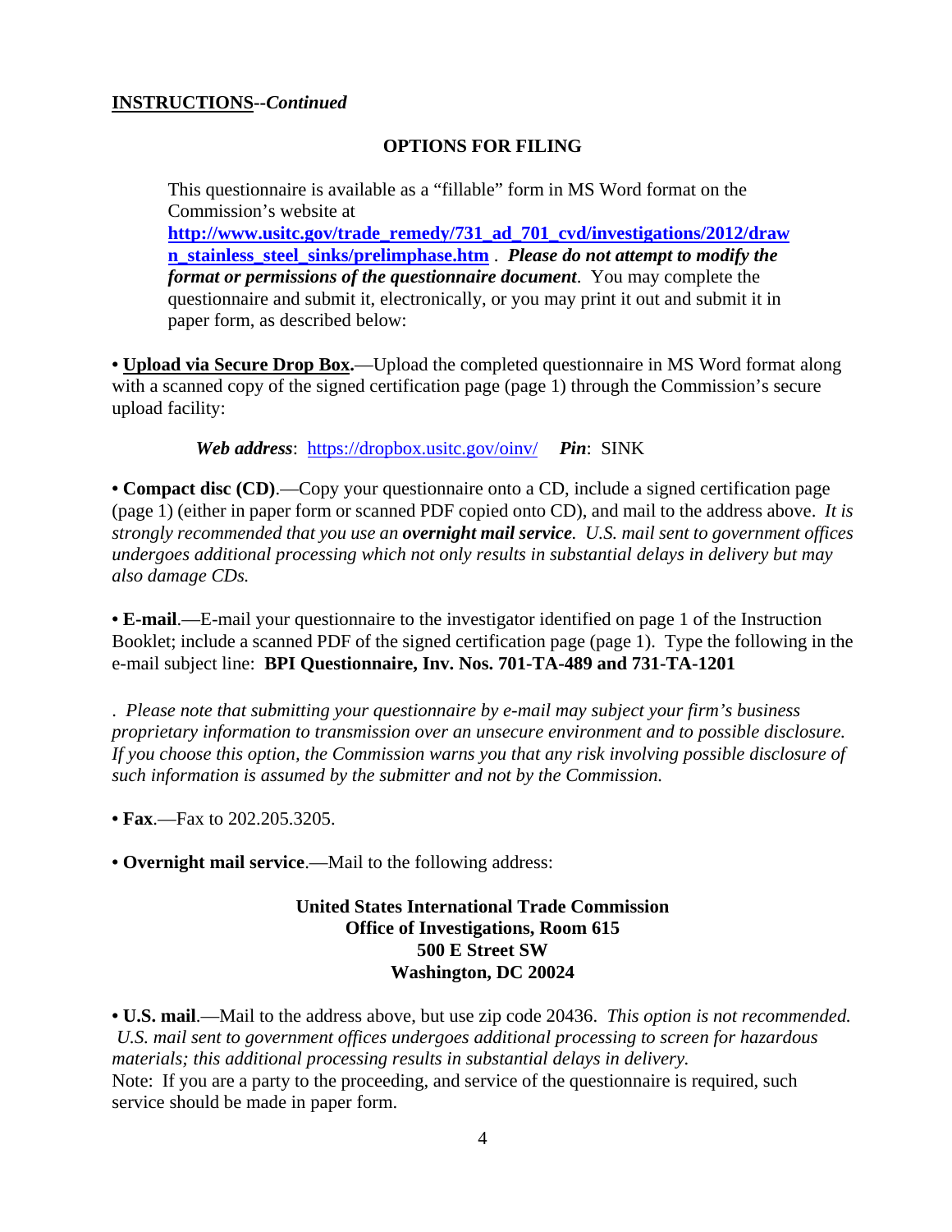**INSTRUCTIONS**--*Continued*

**OPTIONS FOR FILING**

> This questionnaire is available as a "fillable" form in MS Word format on the Commission's website at **http://www.usitc.gov/trade_remedy/731_ad_701_cvd/investigations/2012/drawn_stainless_steel_sinks/prelimphase.htm** . ***Please do not attempt to modify the format or permissions of the questionnaire document***. You may complete the questionnaire and submit it, electronically, or you may print it out and submit it in paper form, as described below:

• **Upload via Secure Drop Box.**—Upload the completed questionnaire in MS Word format along with a scanned copy of the signed certification page (page 1) through the Commission's secure upload facility:

> ***Web address***: https://dropbox.usitc.gov/oinv/ ***Pin***: SINK

• **Compact disc (CD)**.—Copy your questionnaire onto a CD, include a signed certification page (page 1) (either in paper form or scanned PDF copied onto CD), and mail to the address above. *It is strongly recommended that you use an* ***overnight mail service****. U.S. mail sent to government offices undergoes additional processing which not only results in substantial delays in delivery but may also damage CDs.*

• **E-mail**.—E-mail your questionnaire to the investigator identified on page 1 of the Instruction Booklet; include a scanned PDF of the signed certification page (page 1). Type the following in the e-mail subject line: **BPI Questionnaire, Inv. Nos. 701-TA-489 and 731-TA-1201**

. *Please note that submitting your questionnaire by e-mail may subject your firm's business proprietary information to transmission over an unsecure environment and to possible disclosure. If you choose this option, the Commission warns you that any risk involving possible disclosure of such information is assumed by the submitter and not by the Commission.*

• **Fax**.—Fax to 202.205.3205.

• **Overnight mail service**.—Mail to the following address:

**United States International Trade Commission**
**Office of Investigations, Room 615**
**500 E Street SW**
**Washington, DC 20024**

• **U.S. mail**.—Mail to the address above, but use zip code 20436. *This option is not recommended. U.S. mail sent to government offices undergoes additional processing to screen for hazardous materials; this additional processing results in substantial delays in delivery.*
Note: If you are a party to the proceeding, and service of the questionnaire is required, such service should be made in paper form.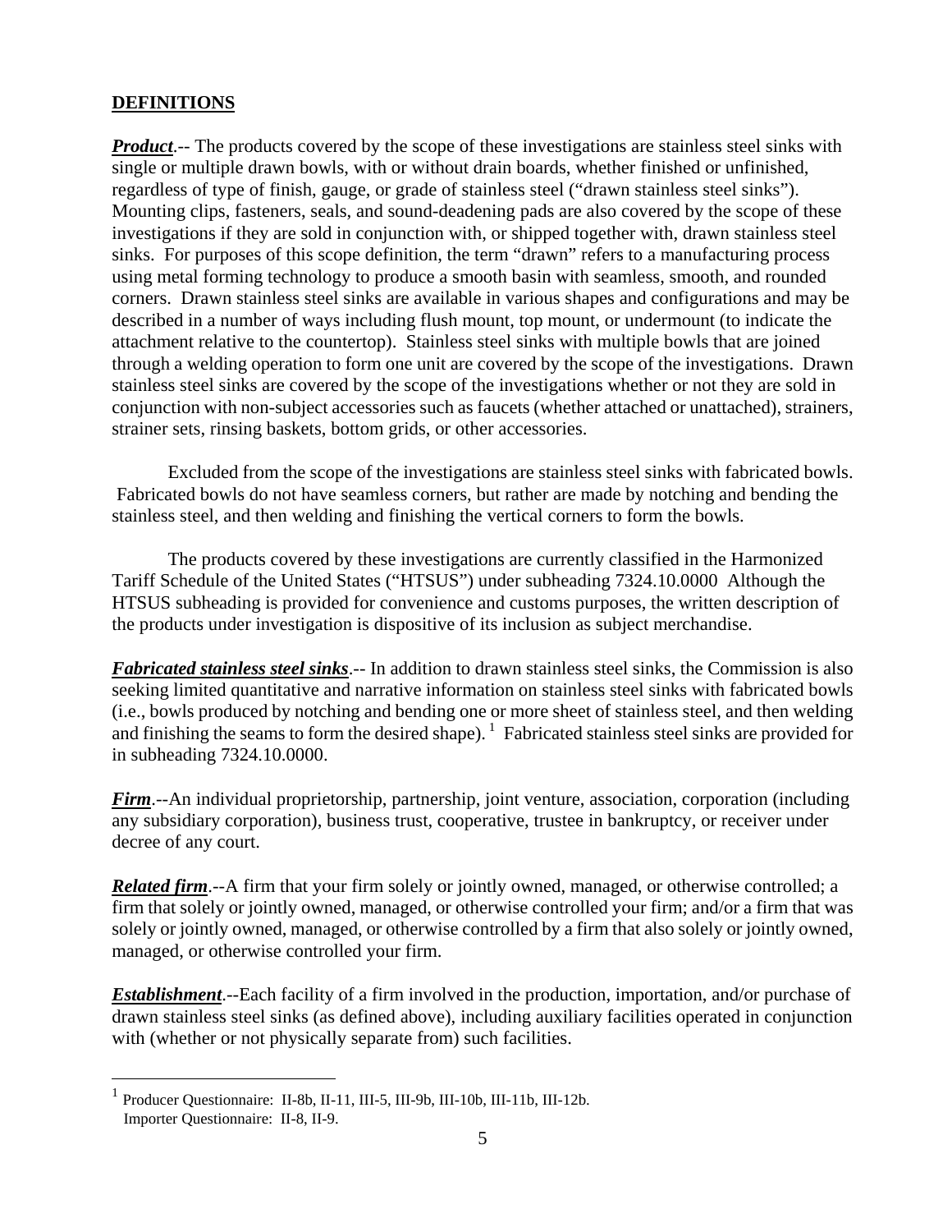## DEFINITIONS

***Product***.-- The products covered by the scope of these investigations are stainless steel sinks with single or multiple drawn bowls, with or without drain boards, whether finished or unfinished, regardless of type of finish, gauge, or grade of stainless steel ("drawn stainless steel sinks"). Mounting clips, fasteners, seals, and sound-deadening pads are also covered by the scope of these investigations if they are sold in conjunction with, or shipped together with, drawn stainless steel sinks. For purposes of this scope definition, the term "drawn" refers to a manufacturing process using metal forming technology to produce a smooth basin with seamless, smooth, and rounded corners. Drawn stainless steel sinks are available in various shapes and configurations and may be described in a number of ways including flush mount, top mount, or undermount (to indicate the attachment relative to the countertop). Stainless steel sinks with multiple bowls that are joined through a welding operation to form one unit are covered by the scope of the investigations. Drawn stainless steel sinks are covered by the scope of the investigations whether or not they are sold in conjunction with non-subject accessories such as faucets (whether attached or unattached), strainers, strainer sets, rinsing baskets, bottom grids, or other accessories.

Excluded from the scope of the investigations are stainless steel sinks with fabricated bowls. Fabricated bowls do not have seamless corners, but rather are made by notching and bending the stainless steel, and then welding and finishing the vertical corners to form the bowls.

The products covered by these investigations are currently classified in the Harmonized Tariff Schedule of the United States ("HTSUS") under subheading 7324.10.0000 Although the HTSUS subheading is provided for convenience and customs purposes, the written description of the products under investigation is dispositive of its inclusion as subject merchandise.

***Fabricated stainless steel sinks***.-- In addition to drawn stainless steel sinks, the Commission is also seeking limited quantitative and narrative information on stainless steel sinks with fabricated bowls (i.e., bowls produced by notching and bending one or more sheet of stainless steel, and then welding and finishing the seams to form the desired shape). [1] Fabricated stainless steel sinks are provided for in subheading 7324.10.0000.

***Firm***.--An individual proprietorship, partnership, joint venture, association, corporation (including any subsidiary corporation), business trust, cooperative, trustee in bankruptcy, or receiver under decree of any court.

***Related firm***.--A firm that your firm solely or jointly owned, managed, or otherwise controlled; a firm that solely or jointly owned, managed, or otherwise controlled your firm; and/or a firm that was solely or jointly owned, managed, or otherwise controlled by a firm that also solely or jointly owned, managed, or otherwise controlled your firm.

***Establishment***.--Each facility of a firm involved in the production, importation, and/or purchase of drawn stainless steel sinks (as defined above), including auxiliary facilities operated in conjunction with (whether or not physically separate from) such facilities.

---

[1] Producer Questionnaire: II-8b, II-11, III-5, III-9b, III-10b, III-11b, III-12b.
Importer Questionnaire: II-8, II-9.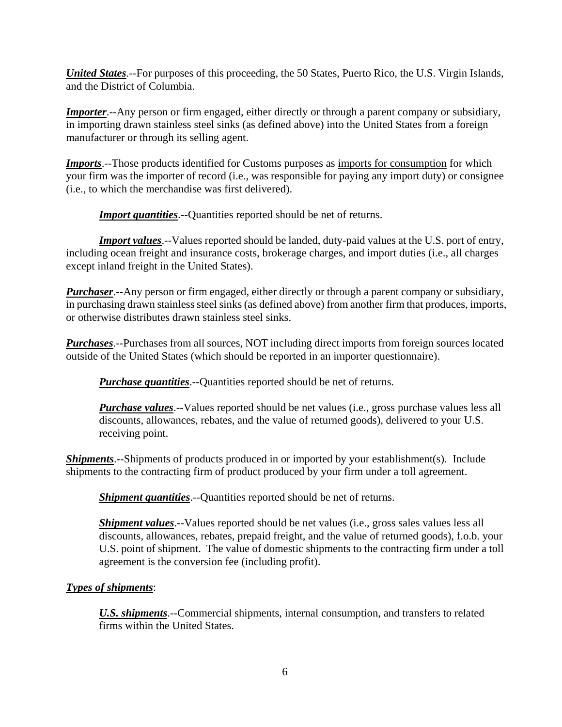***United States***.--For purposes of this proceeding, the 50 States, Puerto Rico, the U.S. Virgin Islands, and the District of Columbia.

***Importer***.--Any person or firm engaged, either directly or through a parent company or subsidiary, in importing drawn stainless steel sinks (as defined above) into the United States from a foreign manufacturer or through its selling agent.

***Imports***.--Those products identified for Customs purposes as imports for consumption for which your firm was the importer of record (i.e., was responsible for paying any import duty) or consignee (i.e., to which the merchandise was first delivered).

> ***Import quantities***.--Quantities reported should be net of returns.
>
> ***Import values***.--Values reported should be landed, duty-paid values at the U.S. port of entry, including ocean freight and insurance costs, brokerage charges, and import duties (i.e., all charges except inland freight in the United States).

***Purchaser***.--Any person or firm engaged, either directly or through a parent company or subsidiary, in purchasing drawn stainless steel sinks (as defined above) from another firm that produces, imports, or otherwise distributes drawn stainless steel sinks.

***Purchases***.--Purchases from all sources, NOT including direct imports from foreign sources located outside of the United States (which should be reported in an importer questionnaire).

> ***Purchase quantities***.--Quantities reported should be net of returns.
>
> ***Purchase values***.--Values reported should be net values (i.e., gross purchase values less all discounts, allowances, rebates, and the value of returned goods), delivered to your U.S. receiving point.

***Shipments***.--Shipments of products produced in or imported by your establishment(s). Include shipments to the contracting firm of product produced by your firm under a toll agreement.

> ***Shipment quantities***.--Quantities reported should be net of returns.
>
> ***Shipment values***.--Values reported should be net values (i.e., gross sales values less all discounts, allowances, rebates, prepaid freight, and the value of returned goods), f.o.b. your U.S. point of shipment. The value of domestic shipments to the contracting firm under a toll agreement is the conversion fee (including profit).

***Types of shipments***:

> ***U.S. shipments***.--Commercial shipments, internal consumption, and transfers to related firms within the United States.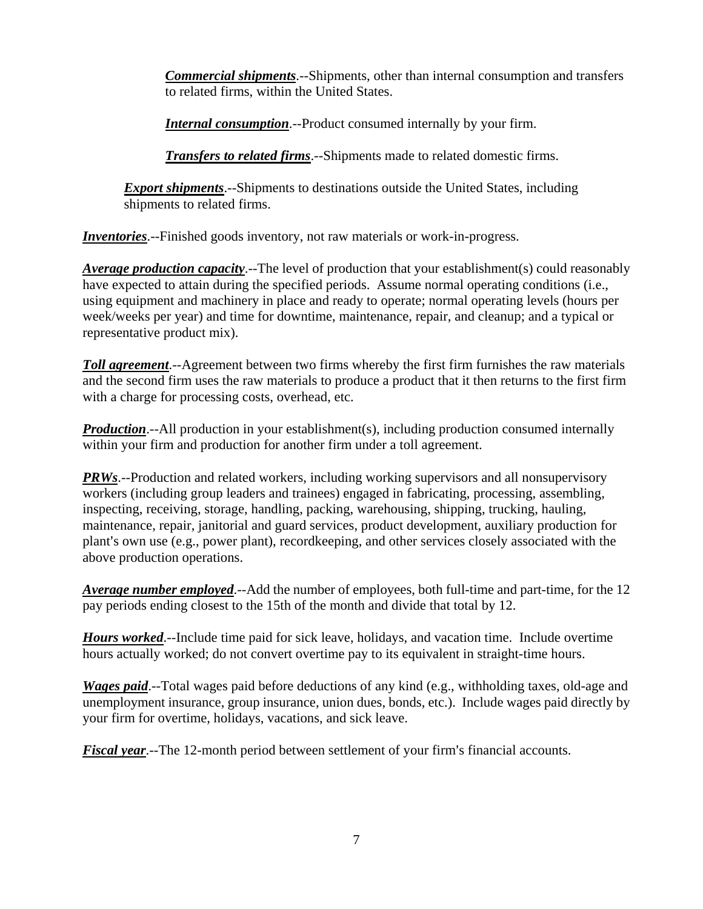***Commercial shipments***.--Shipments, other than internal consumption and transfers to related firms, within the United States.

***Internal consumption***.--Product consumed internally by your firm.

***Transfers to related firms***.--Shipments made to related domestic firms.

***Export shipments***.--Shipments to destinations outside the United States, including shipments to related firms.

***Inventories***.--Finished goods inventory, not raw materials or work-in-progress.

***Average production capacity***.--The level of production that your establishment(s) could reasonably have expected to attain during the specified periods. Assume normal operating conditions (i.e., using equipment and machinery in place and ready to operate; normal operating levels (hours per week/weeks per year) and time for downtime, maintenance, repair, and cleanup; and a typical or representative product mix).

***Toll agreement***.--Agreement between two firms whereby the first firm furnishes the raw materials and the second firm uses the raw materials to produce a product that it then returns to the first firm with a charge for processing costs, overhead, etc.

***Production***.--All production in your establishment(s), including production consumed internally within your firm and production for another firm under a toll agreement.

***PRWs***.--Production and related workers, including working supervisors and all nonsupervisory workers (including group leaders and trainees) engaged in fabricating, processing, assembling, inspecting, receiving, storage, handling, packing, warehousing, shipping, trucking, hauling, maintenance, repair, janitorial and guard services, product development, auxiliary production for plant's own use (e.g., power plant), recordkeeping, and other services closely associated with the above production operations.

***Average number employed***.--Add the number of employees, both full-time and part-time, for the 12 pay periods ending closest to the 15th of the month and divide that total by 12.

***Hours worked***.--Include time paid for sick leave, holidays, and vacation time. Include overtime hours actually worked; do not convert overtime pay to its equivalent in straight-time hours.

***Wages paid***.--Total wages paid before deductions of any kind (e.g., withholding taxes, old-age and unemployment insurance, group insurance, union dues, bonds, etc.). Include wages paid directly by your firm for overtime, holidays, vacations, and sick leave.

***Fiscal year***.--The 12-month period between settlement of your firm's financial accounts.